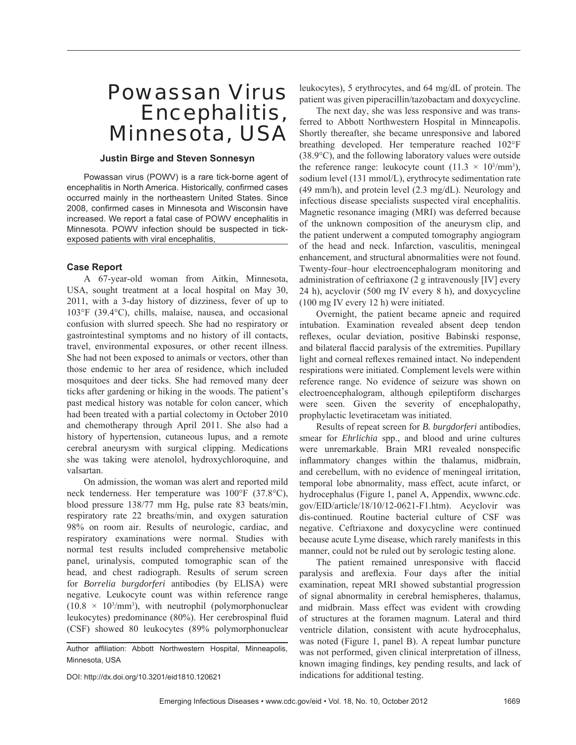# Powassan Virus Encephalitis, Minnesota, USA

**Justin Birge and Steven Sonnesyn**

Powassan virus (POWV) is a rare tick-borne agent of encephalitis in North America. Historically, confirmed cases occurred mainly in the northeastern United States. Since 2008, confirmed cases in Minnesota and Wisconsin have increased. We report a fatal case of POWV encephalitis in Minnesota. POWV infection should be suspected in tick-exposed patients with viral encephalitis,

## Case Report

A 67-year-old woman from Aitkin, Minnesota, USA, sought treatment at a local hospital on May 30, 2011, with a 3-day history of dizziness, fever of up to 103°F (39.4°C), chills, malaise, nausea, and occasional confusion with slurred speech. She had no respiratory or gastrointestinal symptoms and no history of ill contacts, travel, environmental exposures, or other recent illness. She had not been exposed to animals or vectors, other than those endemic to her area of residence, which included mosquitoes and deer ticks. She had removed many deer ticks after gardening or hiking in the woods. The patient's past medical history was notable for colon cancer, which had been treated with a partial colectomy in October 2010 and chemotherapy through April 2011. She also had a history of hypertension, cutaneous lupus, and a remote cerebral aneurysm with surgical clipping. Medications she was taking were atenolol, hydroxychloroquine, and valsartan.

On admission, the woman was alert and reported mild neck tenderness. Her temperature was 100°F (37.8°C), blood pressure 138/77 mm Hg, pulse rate 83 beats/min, respiratory rate 22 breaths/min, and oxygen saturation 98% on room air. Results of neurologic, cardiac, and respiratory examinations were normal. Studies with normal test results included comprehensive metabolic panel, urinalysis, computed tomographic scan of the head, and chest radiograph. Results of serum screen for *Borrelia burgdorferi* antibodies (by ELISA) were negative. Leukocyte count was within reference range ($10.8 \times 10^3/mm^3$), with neutrophil (polymorphonuclear leukocytes) predominance (80%). Her cerebrospinal fluid (CSF) showed 80 leukocytes (89% polymorphonuclear leukocytes), 5 erythrocytes, and 64 mg/dL of protein. The patient was given piperacillin/tazobactam and doxycycline.

The next day, she was less responsive and was transferred to Abbott Northwestern Hospital in Minneapolis. Shortly thereafter, she became unresponsive and labored breathing developed. Her temperature reached 102°F (38.9°C), and the following laboratory values were outside the reference range: leukocyte count ($11.3 \times 10^3/mm^3$), sodium level (131 mmol/L), erythrocyte sedimentation rate (49 mm/h), and protein level (2.3 mg/dL). Neurology and infectious disease specialists suspected viral encephalitis. Magnetic resonance imaging (MRI) was deferred because of the unknown composition of the aneurysm clip, and the patient underwent a computed tomography angiogram of the head and neck. Infarction, vasculitis, meningeal enhancement, and structural abnormalities were not found. Twenty-four–hour electroencephalogram monitoring and administration of ceftriaxone (2 g intravenously [IV] every 24 h), acyclovir (500 mg IV every 8 h), and doxycycline (100 mg IV every 12 h) were initiated.

Overnight, the patient became apneic and required intubation. Examination revealed absent deep tendon reflexes, ocular deviation, positive Babinski response, and bilateral flaccid paralysis of the extremities. Pupillary light and corneal reflexes remained intact. No independent respirations were initiated. Complement levels were within reference range. No evidence of seizure was shown on electroencephalogram, although epileptiform discharges were seen. Given the severity of encephalopathy, prophylactic levetiracetam was initiated.

Results of repeat screen for *B. burgdorferi* antibodies, smear for *Ehrlichia* spp., and blood and urine cultures were unremarkable. Brain MRI revealed nonspecific inflammatory changes within the thalamus, midbrain, and cerebellum, with no evidence of meningeal irritation, temporal lobe abnormality, mass effect, acute infarct, or hydrocephalus (Figure 1, panel A, Appendix, wwwnc.cdc.gov/EID/article/18/10/12-0621-F1.htm). Acyclovir was dis-continued. Routine bacterial culture of CSF was negative. Ceftriaxone and doxycycline were continued because acute Lyme disease, which rarely manifests in this manner, could not be ruled out by serologic testing alone.

The patient remained unresponsive with flaccid paralysis and areflexia. Four days after the initial examination, repeat MRI showed substantial progression of signal abnormality in cerebral hemispheres, thalamus, and midbrain. Mass effect was evident with crowding of structures at the foramen magnum. Lateral and third ventricle dilation, consistent with acute hydrocephalus, was noted (Figure 1, panel B). A repeat lumbar puncture was not performed, given clinical interpretation of illness, known imaging findings, key pending results, and lack of indications for additional testing.

Author affiliation: Abbott Northwestern Hospital, Minneapolis, Minnesota, USA

DOI: http://dx.doi.org/10.3201/eid1810.120621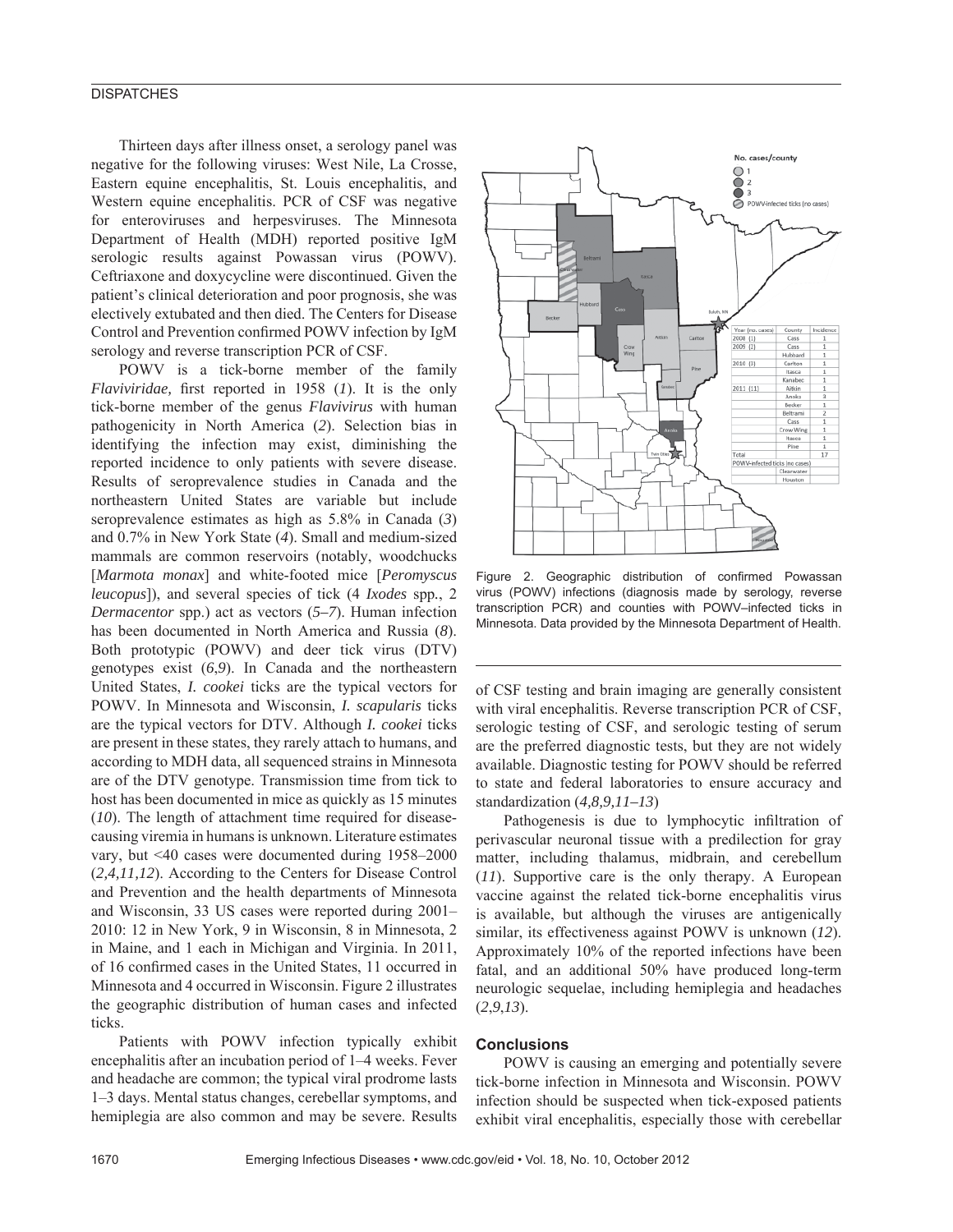Thirteen days after illness onset, a serology panel was negative for the following viruses: West Nile, La Crosse, Eastern equine encephalitis, St. Louis encephalitis, and Western equine encephalitis. PCR of CSF was negative for enteroviruses and herpesviruses. The Minnesota Department of Health (MDH) reported positive IgM serologic results against Powassan virus (POWV). Ceftriaxone and doxycycline were discontinued. Given the patient's clinical deterioration and poor prognosis, she was electively extubated and then died. The Centers for Disease Control and Prevention confirmed POWV infection by IgM serology and reverse transcription PCR of CSF.

POWV is a tick-borne member of the family *Flaviviridae,* first reported in 1958 (*1*). It is the only tick-borne member of the genus *Flavivirus* with human pathogenicity in North America (*2*). Selection bias in identifying the infection may exist, diminishing the reported incidence to only patients with severe disease. Results of seroprevalence studies in Canada and the northeastern United States are variable but include seroprevalence estimates as high as 5.8% in Canada (*3*) and 0.7% in New York State (*4*). Small and medium-sized mammals are common reservoirs (notably, woodchucks [*Marmota monax*] and white-footed mice [*Peromyscus leucopus*]), and several species of tick (4 *Ixodes* spp., 2 *Dermacentor* spp.) act as vectors (*5–7*). Human infection has been documented in North America and Russia (*8*). Both prototypic (POWV) and deer tick virus (DTV) genotypes exist (*6*,*9*). In Canada and the northeastern United States, *I. cookei* ticks are the typical vectors for POWV. In Minnesota and Wisconsin, *I. scapularis* ticks are the typical vectors for DTV. Although *I. cookei* ticks are present in these states, they rarely attach to humans, and according to MDH data, all sequenced strains in Minnesota are of the DTV genotype. Transmission time from tick to host has been documented in mice as quickly as 15 minutes (*10*). The length of attachment time required for disease-causing viremia in humans is unknown. Literature estimates vary, but <40 cases were documented during 1958–2000 (*2*,*4*,*11*,*12*). According to the Centers for Disease Control and Prevention and the health departments of Minnesota and Wisconsin, 33 US cases were reported during 2001–2010: 12 in New York, 9 in Wisconsin, 8 in Minnesota, 2 in Maine, and 1 each in Michigan and Virginia. In 2011, of 16 confirmed cases in the United States, 11 occurred in Minnesota and 4 occurred in Wisconsin. Figure 2 illustrates the geographic distribution of human cases and infected ticks.

Patients with POWV infection typically exhibit encephalitis after an incubation period of 1–4 weeks. Fever and headache are common; the typical viral prodrome lasts 1–3 days. Mental status changes, cerebellar symptoms, and hemiplegia are also common and may be severe. Results of CSF testing and brain imaging are generally consistent with viral encephalitis. Reverse transcription PCR of CSF, serologic testing of CSF, and serologic testing of serum are the preferred diagnostic tests, but they are not widely available. Diagnostic testing for POWV should be referred to state and federal laboratories to ensure accuracy and standardization (*4*,*8*,*9*,*11–13*)

| Year (no. cases) | County | Incidence |
|---|---|---|
| 2008 (1) | Cass | 1 |
| 2009 (2) | Cass | 1 |
| | Hubbard | 1 |
| 2010 (3) | Carlton | 1 |
| | Itasca | 1 |
| | Kanabec | 1 |
| 2011 (11) | Aitkin | 1 |
| | Anoka | 3 |
| | Becker | 1 |
| | Beltrami | 2 |
| | Cass | 1 |
| | Crow Wing | 1 |
| | Itasca | 1 |
| | Pine | 1 |
| Total | | 17 |
| POWV-infected ticks (no cases) | | |
| | Clearwater | |
| | Houston | |

Figure 2. Geographic distribution of confirmed Powassan virus (POWV) infections (diagnosis made by serology, reverse transcription PCR) and counties with POWV–infected ticks in Minnesota. Data provided by the Minnesota Department of Health.

Pathogenesis is due to lymphocytic infiltration of perivascular neuronal tissue with a predilection for gray matter, including thalamus, midbrain, and cerebellum (*11*). Supportive care is the only therapy. A European vaccine against the related tick-borne encephalitis virus is available, but although the viruses are antigenically similar, its effectiveness against POWV is unknown (*12*). Approximately 10% of the reported infections have been fatal, and an additional 50% have produced long-term neurologic sequelae, including hemiplegia and headaches (*2*,*9*,*13*).

## Conclusions

POWV is causing an emerging and potentially severe tick-borne infection in Minnesota and Wisconsin. POWV infection should be suspected when tick-exposed patients exhibit viral encephalitis, especially those with cerebellar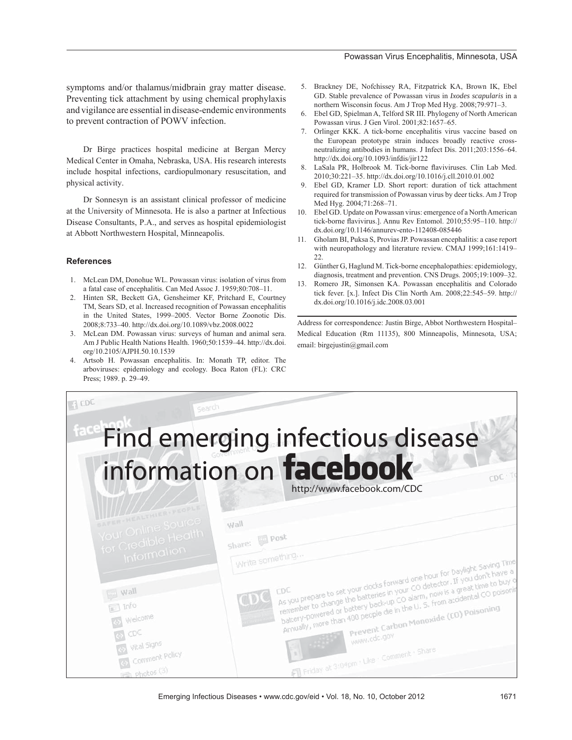symptoms and/or thalamus/midbrain gray matter disease. Preventing tick attachment by using chemical prophylaxis and vigilance are essential in disease-endemic environments to prevent contraction of POWV infection.

Dr Birge practices hospital medicine at Bergan Mercy Medical Center in Omaha, Nebraska, USA. His research interests include hospital infections, cardiopulmonary resuscitation, and physical activity.

Dr Sonnesyn is an assistant clinical professor of medicine at the University of Minnesota. He is also a partner at Infectious Disease Consultants, P.A., and serves as hospital epidemiologist at Abbott Northwestern Hospital, Minneapolis.

### References

1. McLean DM, Donohue WL. Powassan virus: isolation of virus from a fatal case of encephalitis. Can Med Assoc J. 1959;80:708–11.
2. Hinten SR, Beckett GA, Gensheimer KF, Pritchard E, Courtney TM, Sears SD, et al. Increased recognition of Powassan encephalitis in the United States, 1999–2005. Vector Borne Zoonotic Dis. 2008;8:733–40. http://dx.doi.org/10.1089/vbz.2008.0022
3. McLean DM. Powassan virus: surveys of human and animal sera. Am J Public Health Nations Health. 1960;50:1539–44. http://dx.doi.org/10.2105/AJPH.50.10.1539
4. Artsob H. Powassan encephalitis. In: Monath TP, editor. The arboviruses: epidemiology and ecology. Boca Raton (FL): CRC Press; 1989. p. 29–49.
5. Brackney DE, Nofchissey RA, Fitzpatrick KA, Brown IK, Ebel GD. Stable prevalence of Powassan virus in *Ixodes scapularis* in a northern Wisconsin focus. Am J Trop Med Hyg. 2008;79:971–3.
6. Ebel GD, Spielman A, Telford SR III. Phylogeny of North American Powassan virus. J Gen Virol. 2001;82:1657–65.
7. Orlinger KKK. A tick-borne encephalitis virus vaccine based on the European prototype strain induces broadly reactive cross-neutralizing antibodies in humans. J Infect Dis. 2011;203:1556–64. http://dx.doi.org/10.1093/infdis/jir122
8. LaSala PR, Holbrook M. Tick-borne flaviviruses. Clin Lab Med. 2010;30:221–35. http://dx.doi.org/10.1016/j.cll.2010.01.002
9. Ebel GD, Kramer LD. Short report: duration of tick attachment required for transmission of Powassan virus by deer ticks. Am J Trop Med Hyg. 2004;71:268–71.
10. Ebel GD. Update on Powassan virus: emergence of a North American tick-borne flavivirus.]. Annu Rev Entomol. 2010;55:95–110. http://dx.doi.org/10.1146/annurev-ento-112408-085446
11. Gholam BI, Puksa S, Provias JP. Powassan encephalitis: a case report with neuropathology and literature review. CMAJ 1999;161:1419–22.
12. Günther G, Haglund M. Tick-borne encephalopathies: epidemiology, diagnosis, treatment and prevention. CNS Drugs. 2005;19:1009–32.
13. Romero JR, Simonsen KA. Powassan encephalitis and Colorado tick fever. [x.]. Infect Dis Clin North Am. 2008;22:545–59. http://dx.doi.org/10.1016/j.idc.2008.03.001

Address for correspondence: Justin Birge, Abbot Northwestern Hospital–Medical Education (Rm 11135), 800 Minneapolis, Minnesota, USA; email: birgejustin@gmail.com

Find emerging infectious disease information on **facebook**

http://www.facebook.com/CDC